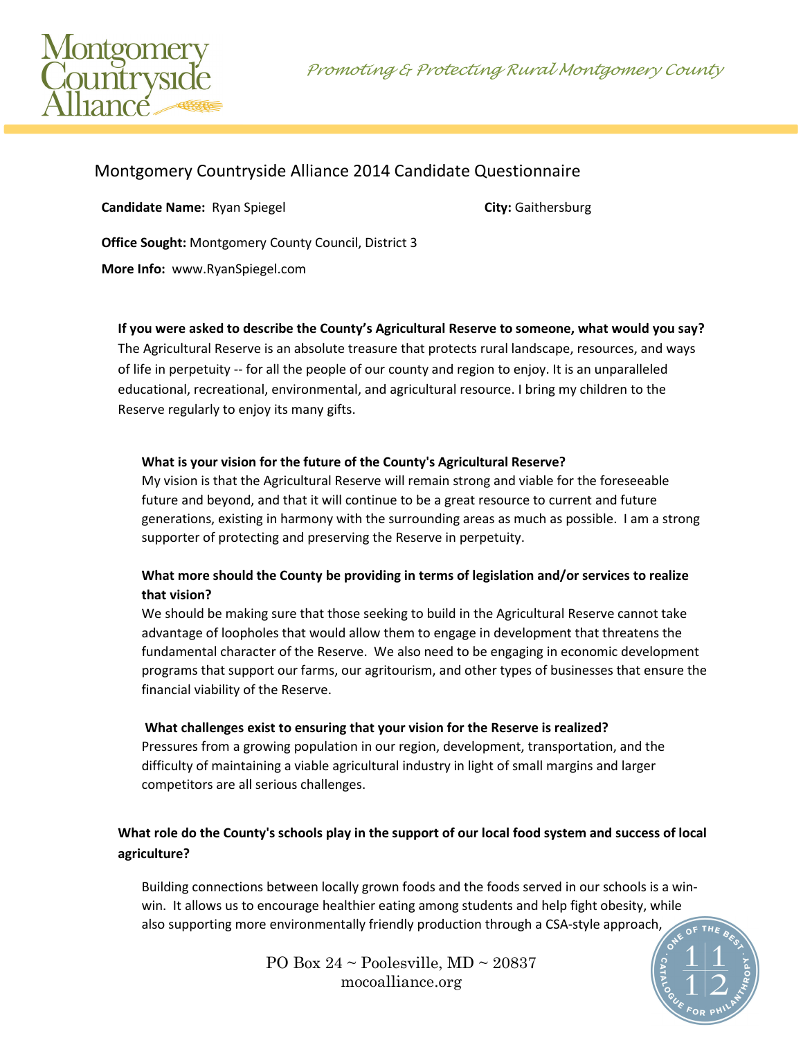Montgomery Countryside Alliance

*Promoting & Protecting Rural Montgomery County*

# Montgomery Countryside Alliance 2014 Candidate Questionnaire

**Candidate Name:** Ryan Spiegel

**City:** Gaithersburg

**Office Sought:** Montgomery County Council, District 3

**More Info:** www.RyanSpiegel.com

**If you were asked to describe the County's Agricultural Reserve to someone, what would you say?**

The Agricultural Reserve is an absolute treasure that protects rural landscape, resources, and ways of life in perpetuity -- for all the people of our county and region to enjoy. It is an unparalleled educational, recreational, environmental, and agricultural resource. I bring my children to the Reserve regularly to enjoy its many gifts.

**What is your vision for the future of the County's Agricultural Reserve?**

My vision is that the Agricultural Reserve will remain strong and viable for the foreseeable future and beyond, and that it will continue to be a great resource to current and future generations, existing in harmony with the surrounding areas as much as possible. I am a strong supporter of protecting and preserving the Reserve in perpetuity.

**What more should the County be providing in terms of legislation and/or services to realize that vision?**

We should be making sure that those seeking to build in the Agricultural Reserve cannot take advantage of loopholes that would allow them to engage in development that threatens the fundamental character of the Reserve. We also need to be engaging in economic development programs that support our farms, our agritourism, and other types of businesses that ensure the financial viability of the Reserve.

**What challenges exist to ensuring that your vision for the Reserve is realized?**

Pressures from a growing population in our region, development, transportation, and the difficulty of maintaining a viable agricultural industry in light of small margins and larger competitors are all serious challenges.

**What role do the County's schools play in the support of our local food system and success of local agriculture?**

Building connections between locally grown foods and the foods served in our schools is a win-win. It allows us to encourage healthier eating among students and help fight obesity, while also supporting more environmentally friendly production through a CSA-style approach,

PO Box 24 ~ Poolesville, MD ~ 20837
mocoalliance.org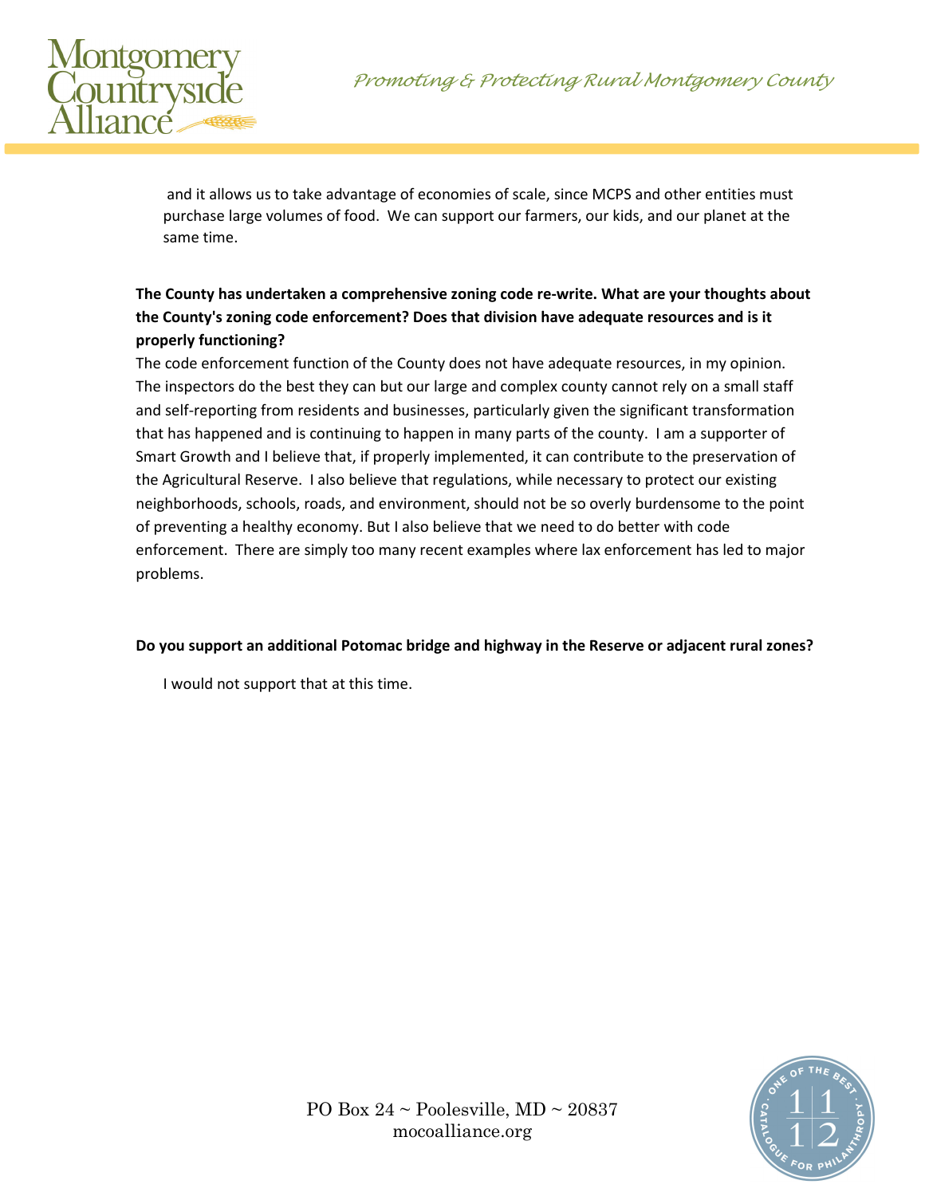and it allows us to take advantage of economies of scale, since MCPS and other entities must purchase large volumes of food. We can support our farmers, our kids, and our planet at the same time.

**The County has undertaken a comprehensive zoning code re-write. What are your thoughts about the County's zoning code enforcement? Does that division have adequate resources and is it properly functioning?**

The code enforcement function of the County does not have adequate resources, in my opinion. The inspectors do the best they can but our large and complex county cannot rely on a small staff and self-reporting from residents and businesses, particularly given the significant transformation that has happened and is continuing to happen in many parts of the county. I am a supporter of Smart Growth and I believe that, if properly implemented, it can contribute to the preservation of the Agricultural Reserve. I also believe that regulations, while necessary to protect our existing neighborhoods, schools, roads, and environment, should not be so overly burdensome to the point of preventing a healthy economy. But I also believe that we need to do better with code enforcement. There are simply too many recent examples where lax enforcement has led to major problems.

**Do you support an additional Potomac bridge and highway in the Reserve or adjacent rural zones?**

I would not support that at this time.